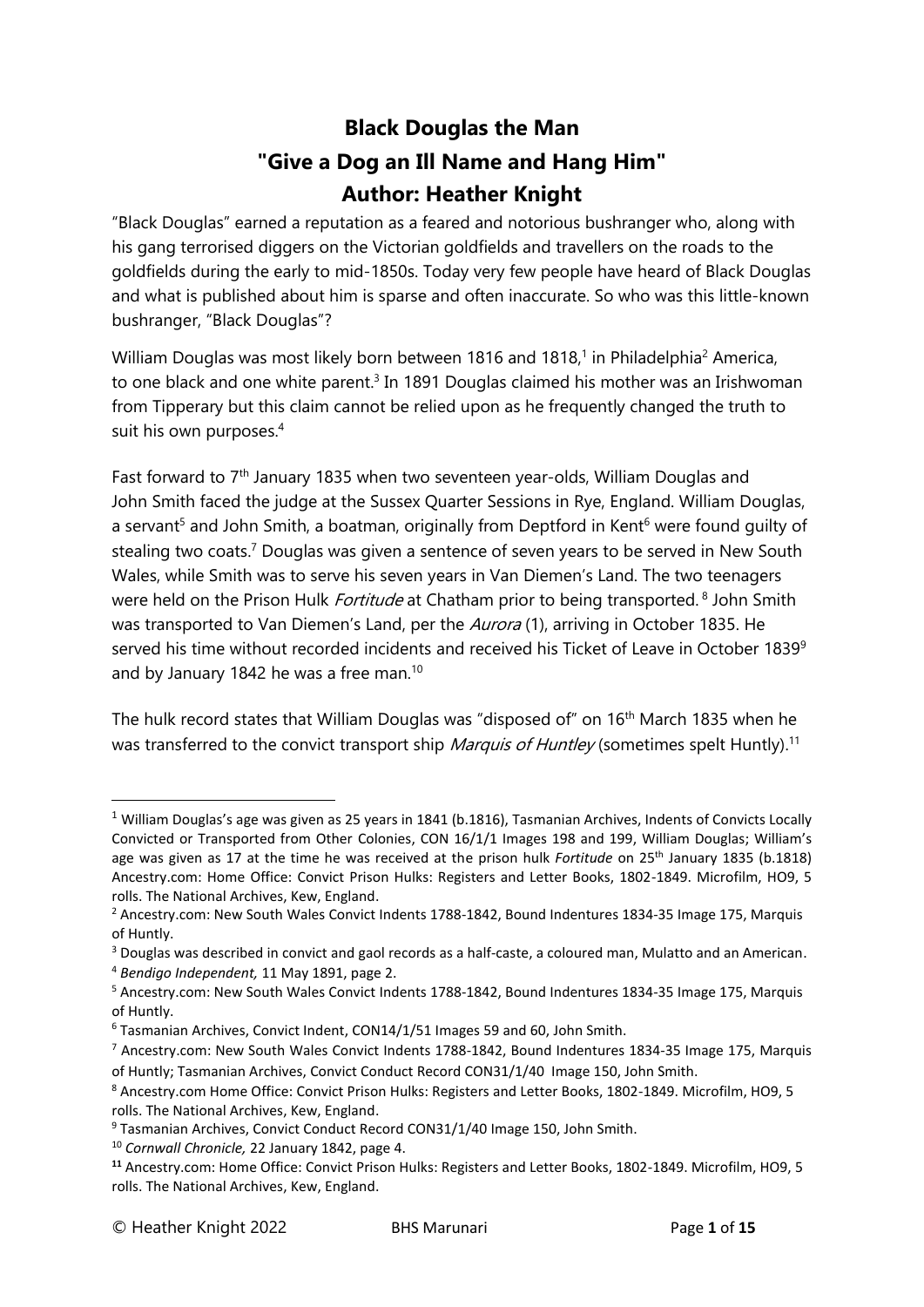# Black Douglas the Man

# "Give a Dog an Ill Name and Hang Him"

# Author: Heather Knight

"Black Douglas" earned a reputation as a feared and notorious bushranger who, along with his gang terrorised diggers on the Victorian goldfields and travellers on the roads to the goldfields during the early to mid-1850s. Today very few people have heard of Black Douglas and what is published about him is sparse and often inaccurate. So who was this little-known bushranger, "Black Douglas"?

William Douglas was most likely born between 1816 and 1818,[1] in Philadelphia[2] America, to one black and one white parent.[3] In 1891 Douglas claimed his mother was an Irishwoman from Tipperary but this claim cannot be relied upon as he frequently changed the truth to suit his own purposes.[4]

Fast forward to 7th January 1835 when two seventeen year-olds, William Douglas and John Smith faced the judge at the Sussex Quarter Sessions in Rye, England. William Douglas, a servant[5] and John Smith, a boatman, originally from Deptford in Kent[6] were found guilty of stealing two coats.[7] Douglas was given a sentence of seven years to be served in New South Wales, while Smith was to serve his seven years in Van Diemen's Land. The two teenagers were held on the Prison Hulk *Fortitude* at Chatham prior to being transported.[8] John Smith was transported to Van Diemen's Land, per the *Aurora* (1), arriving in October 1835. He served his time without recorded incidents and received his Ticket of Leave in October 1839[9] and by January 1842 he was a free man.[10]

The hulk record states that William Douglas was "disposed of" on 16th March 1835 when he was transferred to the convict transport ship *Marquis of Huntley* (sometimes spelt Huntly).[11]

---

[1] William Douglas's age was given as 25 years in 1841 (b.1816), Tasmanian Archives, Indents of Convicts Locally Convicted or Transported from Other Colonies, CON 16/1/1 Images 198 and 199, William Douglas; William's age was given as 17 at the time he was received at the prison hulk *Fortitude* on 25th January 1835 (b.1818) Ancestry.com: Home Office: Convict Prison Hulks: Registers and Letter Books, 1802-1849. Microfilm, HO9, 5 rolls. The National Archives, Kew, England.

[2] Ancestry.com: New South Wales Convict Indents 1788-1842, Bound Indentures 1834-35 Image 175, Marquis of Huntly.

[3] Douglas was described in convict and gaol records as a half-caste, a coloured man, Mulatto and an American.

[4] *Bendigo Independent,* 11 May 1891, page 2.

[5] Ancestry.com: New South Wales Convict Indents 1788-1842, Bound Indentures 1834-35 Image 175, Marquis of Huntly.

[6] Tasmanian Archives, Convict Indent, CON14/1/51 Images 59 and 60, John Smith.

[7] Ancestry.com: New South Wales Convict Indents 1788-1842, Bound Indentures 1834-35 Image 175, Marquis of Huntly; Tasmanian Archives, Convict Conduct Record CON31/1/40 Image 150, John Smith.

[8] Ancestry.com Home Office: Convict Prison Hulks: Registers and Letter Books, 1802-1849. Microfilm, HO9, 5 rolls. The National Archives, Kew, England.

[9] Tasmanian Archives, Convict Conduct Record CON31/1/40 Image 150, John Smith.

[10] *Cornwall Chronicle,* 22 January 1842, page 4.

[11] Ancestry.com: Home Office: Convict Prison Hulks: Registers and Letter Books, 1802-1849. Microfilm, HO9, 5 rolls. The National Archives, Kew, England.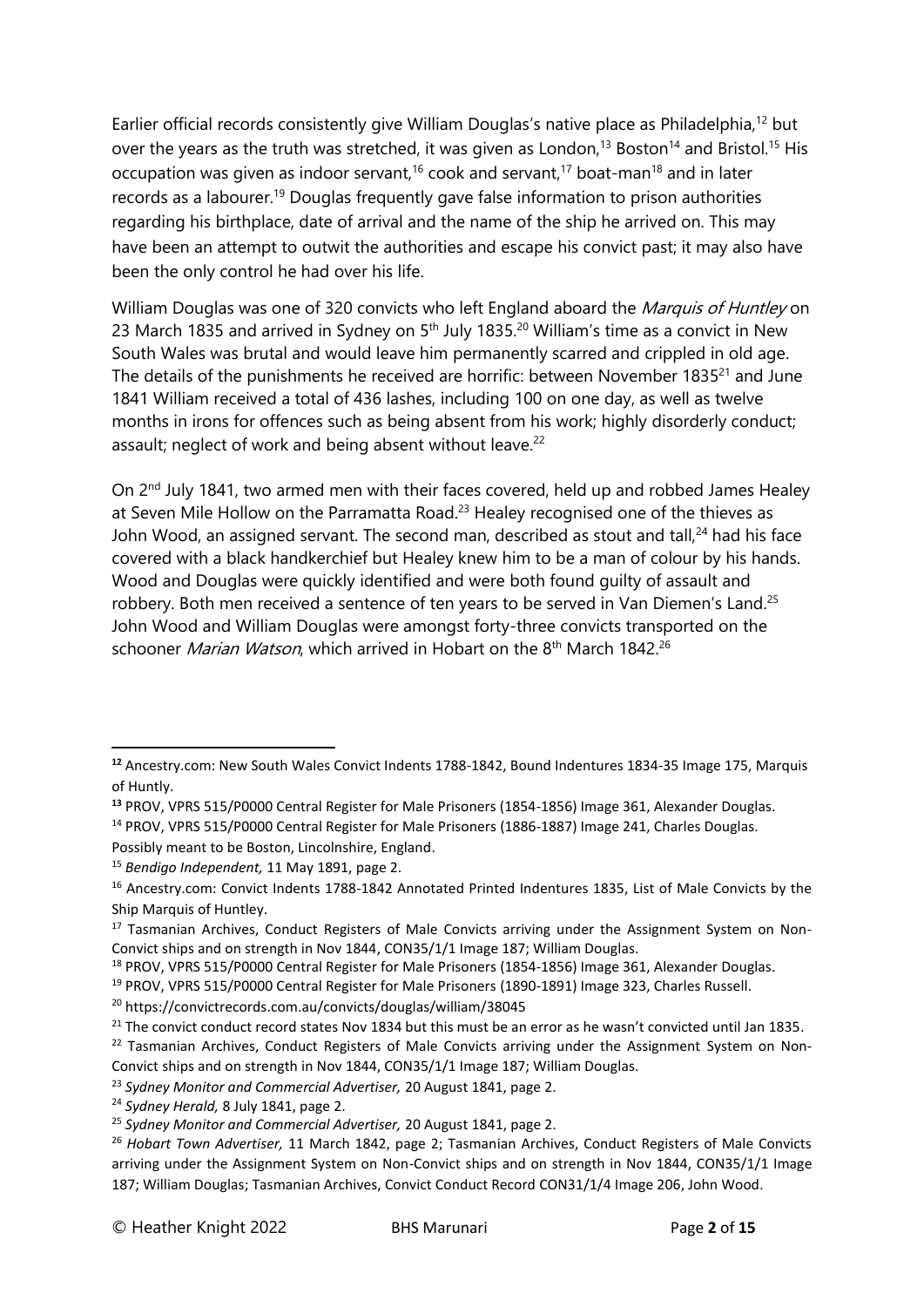Earlier official records consistently give William Douglas's native place as Philadelphia,[12] but over the years as the truth was stretched, it was given as London,[13] Boston[14] and Bristol.[15] His occupation was given as indoor servant,[16] cook and servant,[17] boat-man[18] and in later records as a labourer.[19] Douglas frequently gave false information to prison authorities regarding his birthplace, date of arrival and the name of the ship he arrived on. This may have been an attempt to outwit the authorities and escape his convict past; it may also have been the only control he had over his life.

William Douglas was one of 320 convicts who left England aboard the *Marquis of Huntley* on 23 March 1835 and arrived in Sydney on 5th July 1835.[20] William's time as a convict in New South Wales was brutal and would leave him permanently scarred and crippled in old age. The details of the punishments he received are horrific: between November 1835[21] and June 1841 William received a total of 436 lashes, including 100 on one day, as well as twelve months in irons for offences such as being absent from his work; highly disorderly conduct; assault; neglect of work and being absent without leave.[22]

On 2nd July 1841, two armed men with their faces covered, held up and robbed James Healey at Seven Mile Hollow on the Parramatta Road.[23] Healey recognised one of the thieves as John Wood, an assigned servant. The second man, described as stout and tall,[24] had his face covered with a black handkerchief but Healey knew him to be a man of colour by his hands. Wood and Douglas were quickly identified and were both found guilty of assault and robbery. Both men received a sentence of ten years to be served in Van Diemen's Land.[25] John Wood and William Douglas were amongst forty-three convicts transported on the schooner *Marian Watson*, which arrived in Hobart on the 8th March 1842.[26]

---

[12] Ancestry.com: New South Wales Convict Indents 1788-1842, Bound Indentures 1834-35 Image 175, Marquis of Huntly.

[13] PROV, VPRS 515/P0000 Central Register for Male Prisoners (1854-1856) Image 361, Alexander Douglas.

[14] PROV, VPRS 515/P0000 Central Register for Male Prisoners (1886-1887) Image 241, Charles Douglas. Possibly meant to be Boston, Lincolnshire, England.

[15] *Bendigo Independent,* 11 May 1891, page 2.

[16] Ancestry.com: Convict Indents 1788-1842 Annotated Printed Indentures 1835, List of Male Convicts by the Ship Marquis of Huntley.

[17] Tasmanian Archives, Conduct Registers of Male Convicts arriving under the Assignment System on Non-Convict ships and on strength in Nov 1844, CON35/1/1 Image 187; William Douglas.

[18] PROV, VPRS 515/P0000 Central Register for Male Prisoners (1854-1856) Image 361, Alexander Douglas.

[19] PROV, VPRS 515/P0000 Central Register for Male Prisoners (1890-1891) Image 323, Charles Russell.

[20] https://convictrecords.com.au/convicts/douglas/william/38045

[21] The convict conduct record states Nov 1834 but this must be an error as he wasn't convicted until Jan 1835.

[22] Tasmanian Archives, Conduct Registers of Male Convicts arriving under the Assignment System on Non-Convict ships and on strength in Nov 1844, CON35/1/1 Image 187; William Douglas.

[23] *Sydney Monitor and Commercial Advertiser,* 20 August 1841, page 2.

[24] *Sydney Herald,* 8 July 1841, page 2.

[25] *Sydney Monitor and Commercial Advertiser,* 20 August 1841, page 2.

[26] *Hobart Town Advertiser,* 11 March 1842, page 2; Tasmanian Archives, Conduct Registers of Male Convicts arriving under the Assignment System on Non-Convict ships and on strength in Nov 1844, CON35/1/1 Image 187; William Douglas; Tasmanian Archives, Convict Conduct Record CON31/1/4 Image 206, John Wood.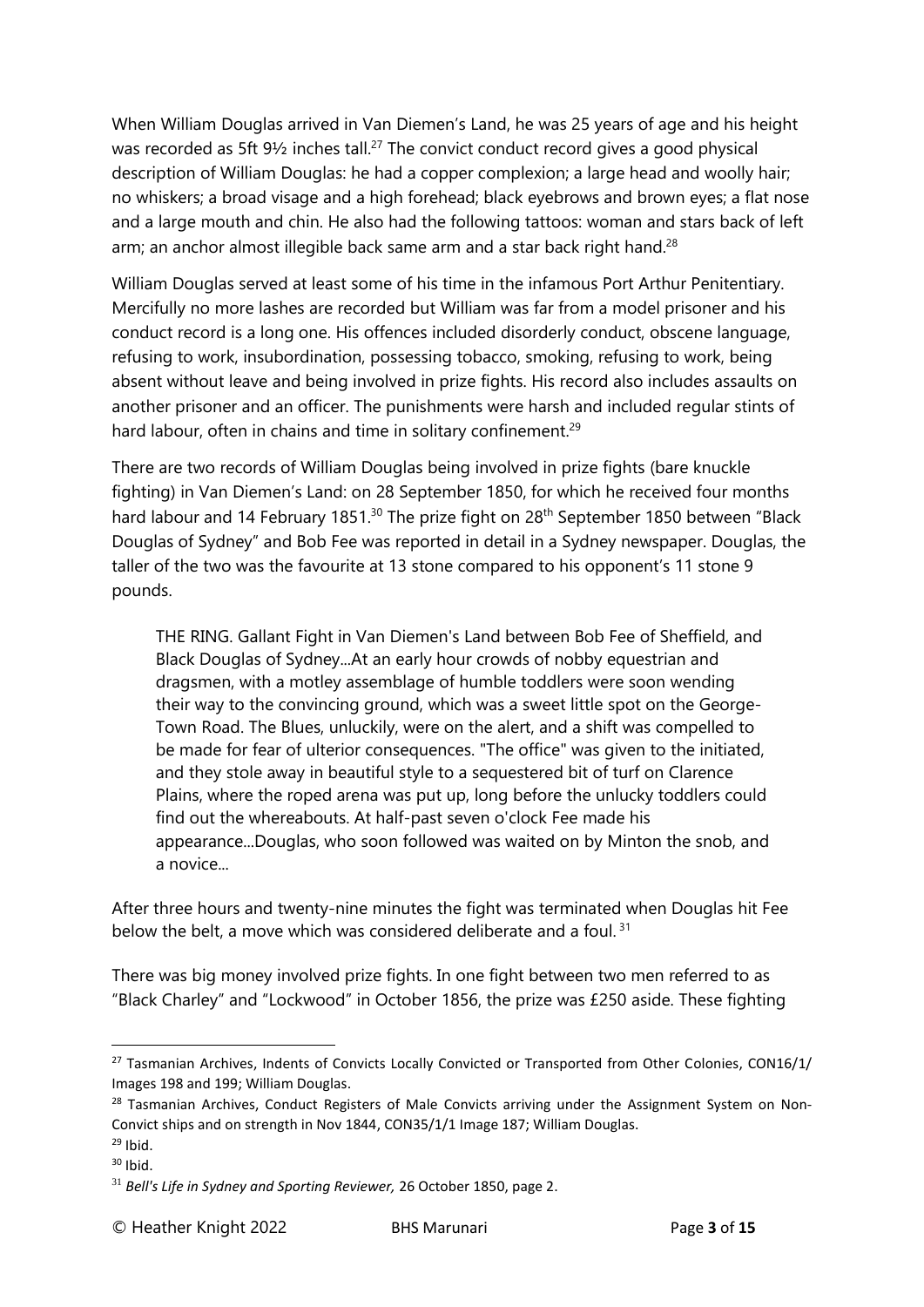When William Douglas arrived in Van Diemen's Land, he was 25 years of age and his height was recorded as 5ft 9½ inches tall.[27] The convict conduct record gives a good physical description of William Douglas: he had a copper complexion; a large head and woolly hair; no whiskers; a broad visage and a high forehead; black eyebrows and brown eyes; a flat nose and a large mouth and chin. He also had the following tattoos: woman and stars back of left arm; an anchor almost illegible back same arm and a star back right hand.[28]

William Douglas served at least some of his time in the infamous Port Arthur Penitentiary. Mercifully no more lashes are recorded but William was far from a model prisoner and his conduct record is a long one. His offences included disorderly conduct, obscene language, refusing to work, insubordination, possessing tobacco, smoking, refusing to work, being absent without leave and being involved in prize fights. His record also includes assaults on another prisoner and an officer. The punishments were harsh and included regular stints of hard labour, often in chains and time in solitary confinement.[29]

There are two records of William Douglas being involved in prize fights (bare knuckle fighting) in Van Diemen's Land: on 28 September 1850, for which he received four months hard labour and 14 February 1851.[30] The prize fight on 28th September 1850 between "Black Douglas of Sydney" and Bob Fee was reported in detail in a Sydney newspaper. Douglas, the taller of the two was the favourite at 13 stone compared to his opponent's 11 stone 9 pounds.

> THE RING. Gallant Fight in Van Diemen's Land between Bob Fee of Sheffield, and Black Douglas of Sydney...At an early hour crowds of nobby equestrian and dragsmen, with a motley assemblage of humble toddlers were soon wending their way to the convincing ground, which was a sweet little spot on the George-Town Road. The Blues, unluckily, were on the alert, and a shift was compelled to be made for fear of ulterior consequences. "The office" was given to the initiated, and they stole away in beautiful style to a sequestered bit of turf on Clarence Plains, where the roped arena was put up, long before the unlucky toddlers could find out the whereabouts. At half-past seven o'clock Fee made his appearance...Douglas, who soon followed was waited on by Minton the snob, and a novice...

After three hours and twenty-nine minutes the fight was terminated when Douglas hit Fee below the belt, a move which was considered deliberate and a foul.[31]

There was big money involved prize fights. In one fight between two men referred to as "Black Charley" and "Lockwood" in October 1856, the prize was £250 aside. These fighting

---

[27] Tasmanian Archives, Indents of Convicts Locally Convicted or Transported from Other Colonies, CON16/1/ Images 198 and 199; William Douglas.

[28] Tasmanian Archives, Conduct Registers of Male Convicts arriving under the Assignment System on Non-Convict ships and on strength in Nov 1844, CON35/1/1 Image 187; William Douglas.

[29] Ibid.

[30] Ibid.

[31] *Bell's Life in Sydney and Sporting Reviewer,* 26 October 1850, page 2.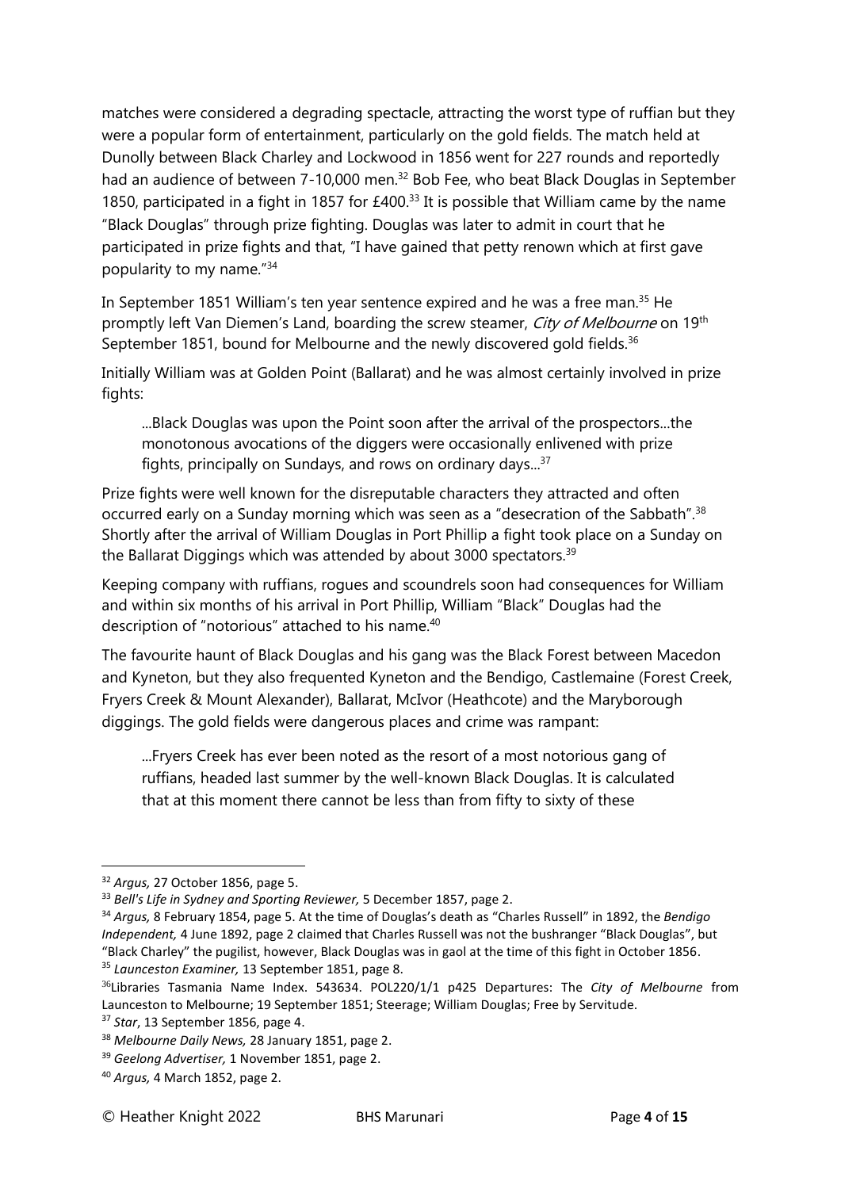matches were considered a degrading spectacle, attracting the worst type of ruffian but they were a popular form of entertainment, particularly on the gold fields. The match held at Dunolly between Black Charley and Lockwood in 1856 went for 227 rounds and reportedly had an audience of between 7-10,000 men.[32] Bob Fee, who beat Black Douglas in September 1850, participated in a fight in 1857 for £400.[33] It is possible that William came by the name "Black Douglas" through prize fighting. Douglas was later to admit in court that he participated in prize fights and that, "I have gained that petty renown which at first gave popularity to my name."[34]

In September 1851 William's ten year sentence expired and he was a free man.[35] He promptly left Van Diemen's Land, boarding the screw steamer, *City of Melbourne* on 19th September 1851, bound for Melbourne and the newly discovered gold fields.[36]

Initially William was at Golden Point (Ballarat) and he was almost certainly involved in prize fights:

> ...Black Douglas was upon the Point soon after the arrival of the prospectors...the monotonous avocations of the diggers were occasionally enlivened with prize fights, principally on Sundays, and rows on ordinary days...[37]

Prize fights were well known for the disreputable characters they attracted and often occurred early on a Sunday morning which was seen as a "desecration of the Sabbath".[38] Shortly after the arrival of William Douglas in Port Phillip a fight took place on a Sunday on the Ballarat Diggings which was attended by about 3000 spectators.[39]

Keeping company with ruffians, rogues and scoundrels soon had consequences for William and within six months of his arrival in Port Phillip, William "Black" Douglas had the description of "notorious" attached to his name.[40]

The favourite haunt of Black Douglas and his gang was the Black Forest between Macedon and Kyneton, but they also frequented Kyneton and the Bendigo, Castlemaine (Forest Creek, Fryers Creek & Mount Alexander), Ballarat, McIvor (Heathcote) and the Maryborough diggings. The gold fields were dangerous places and crime was rampant:

> ...Fryers Creek has ever been noted as the resort of a most notorious gang of ruffians, headed last summer by the well-known Black Douglas. It is calculated that at this moment there cannot be less than from fifty to sixty of these

---

[32] *Argus,* 27 October 1856, page 5.

[33] *Bell's Life in Sydney and Sporting Reviewer,* 5 December 1857, page 2.

[34] *Argus,* 8 February 1854, page 5. At the time of Douglas's death as "Charles Russell" in 1892, the *Bendigo Independent,* 4 June 1892, page 2 claimed that Charles Russell was not the bushranger "Black Douglas", but "Black Charley" the pugilist, however, Black Douglas was in gaol at the time of this fight in October 1856.

[35] *Launceston Examiner,* 13 September 1851, page 8.

[36] Libraries Tasmania Name Index. 543634. POL220/1/1 p425 Departures: The *City of Melbourne* from Launceston to Melbourne; 19 September 1851; Steerage; William Douglas; Free by Servitude.

[37] *Star*, 13 September 1856, page 4.

[38] *Melbourne Daily News,* 28 January 1851, page 2.

[39] *Geelong Advertiser,* 1 November 1851, page 2.

[40] *Argus,* 4 March 1852, page 2.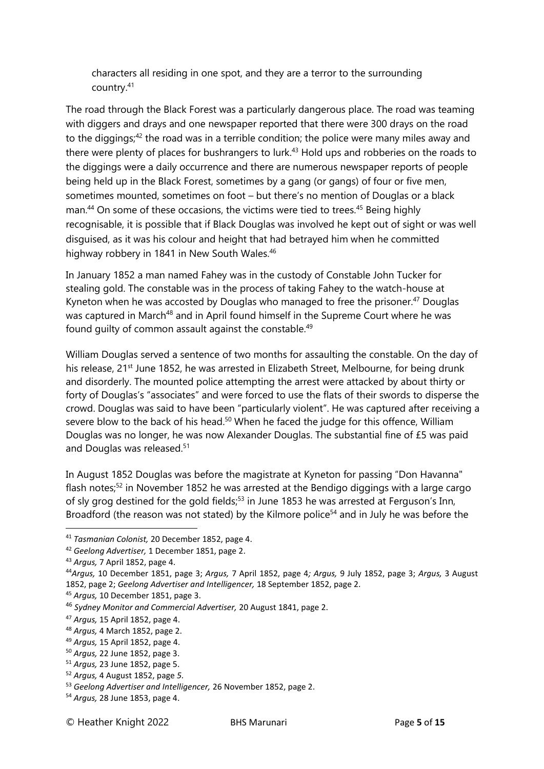characters all residing in one spot, and they are a terror to the surrounding country.[41]

The road through the Black Forest was a particularly dangerous place. The road was teaming with diggers and drays and one newspaper reported that there were 300 drays on the road to the diggings;[42] the road was in a terrible condition; the police were many miles away and there were plenty of places for bushrangers to lurk.[43] Hold ups and robberies on the roads to the diggings were a daily occurrence and there are numerous newspaper reports of people being held up in the Black Forest, sometimes by a gang (or gangs) of four or five men, sometimes mounted, sometimes on foot – but there's no mention of Douglas or a black man.[44] On some of these occasions, the victims were tied to trees.[45] Being highly recognisable, it is possible that if Black Douglas was involved he kept out of sight or was well disguised, as it was his colour and height that had betrayed him when he committed highway robbery in 1841 in New South Wales.[46]

In January 1852 a man named Fahey was in the custody of Constable John Tucker for stealing gold. The constable was in the process of taking Fahey to the watch-house at Kyneton when he was accosted by Douglas who managed to free the prisoner.[47] Douglas was captured in March[48] and in April found himself in the Supreme Court where he was found guilty of common assault against the constable.[49]

William Douglas served a sentence of two months for assaulting the constable. On the day of his release, 21st June 1852, he was arrested in Elizabeth Street, Melbourne, for being drunk and disorderly. The mounted police attempting the arrest were attacked by about thirty or forty of Douglas's "associates" and were forced to use the flats of their swords to disperse the crowd. Douglas was said to have been "particularly violent". He was captured after receiving a severe blow to the back of his head.[50] When he faced the judge for this offence, William Douglas was no longer, he was now Alexander Douglas. The substantial fine of £5 was paid and Douglas was released.[51]

In August 1852 Douglas was before the magistrate at Kyneton for passing "Don Havanna" flash notes;[52] in November 1852 he was arrested at the Bendigo diggings with a large cargo of sly grog destined for the gold fields;[53] in June 1853 he was arrested at Ferguson's Inn, Broadford (the reason was not stated) by the Kilmore police[54] and in July he was before the

---

[41] *Tasmanian Colonist,* 20 December 1852, page 4.

[42] *Geelong Advertiser,* 1 December 1851, page 2.

[43] *Argus,* 7 April 1852, page 4.

[44] *Argus,* 10 December 1851, page 3; *Argus,* 7 April 1852, page 4*; Argus,* 9 July 1852, page 3; *Argus,* 3 August 1852, page 2; *Geelong Advertiser and Intelligencer,* 18 September 1852, page 2.

[45] *Argus,* 10 December 1851, page 3.

[46] *Sydney Monitor and Commercial Advertiser,* 20 August 1841, page 2.

[47] *Argus,* 15 April 1852, page 4.

[48] *Argus,* 4 March 1852, page 2.

[49] *Argus,* 15 April 1852, page 4.

[50] *Argus,* 22 June 1852, page 3.

[51] *Argus,* 23 June 1852, page 5.

[52] *Argus,* 4 August 1852, page *5.*

[53] *Geelong Advertiser and Intelligencer,* 26 November 1852, page 2.

[54] *Argus,* 28 June 1853, page 4.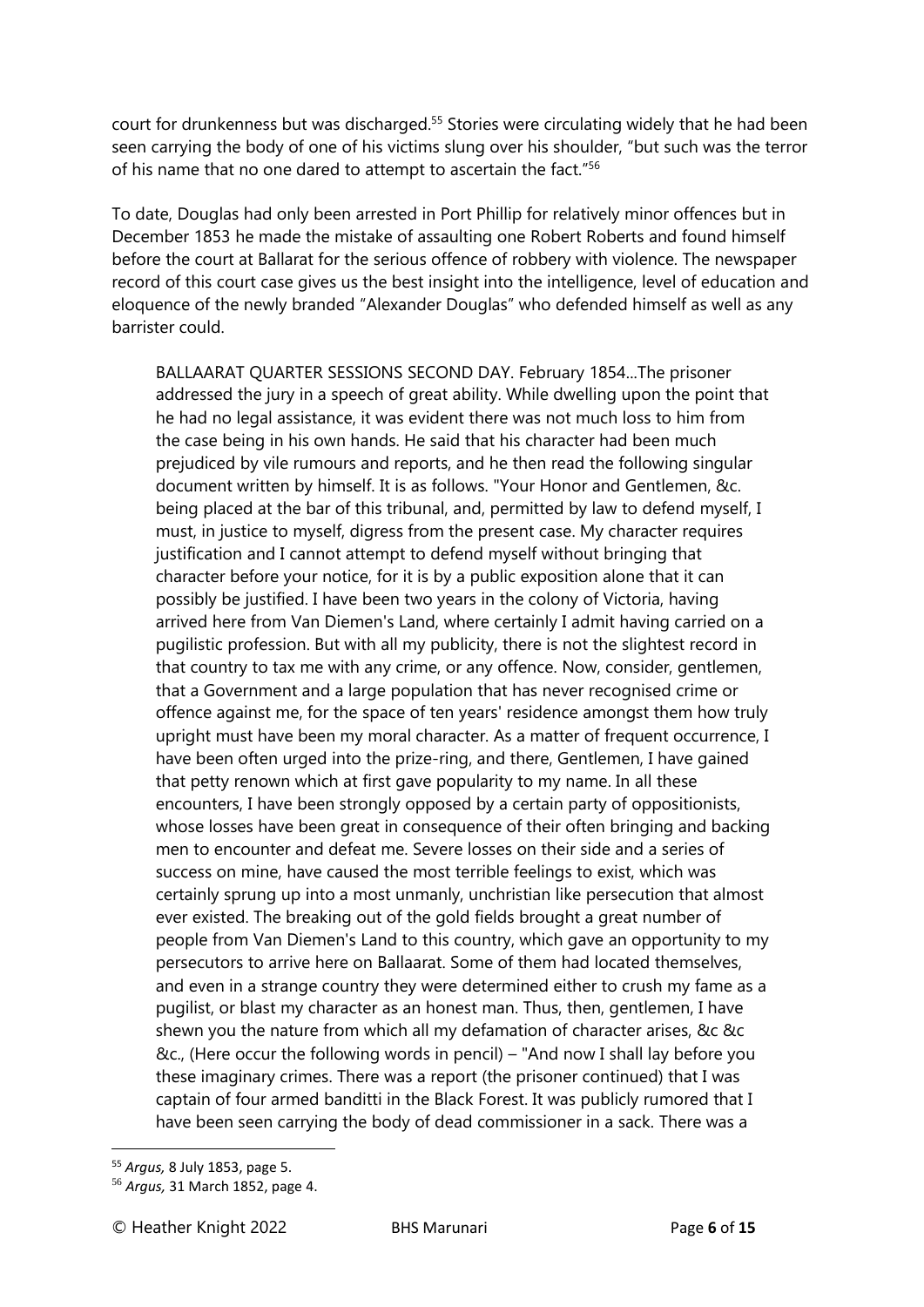court for drunkenness but was discharged.[55] Stories were circulating widely that he had been seen carrying the body of one of his victims slung over his shoulder, "but such was the terror of his name that no one dared to attempt to ascertain the fact."[56]

To date, Douglas had only been arrested in Port Phillip for relatively minor offences but in December 1853 he made the mistake of assaulting one Robert Roberts and found himself before the court at Ballarat for the serious offence of robbery with violence. The newspaper record of this court case gives us the best insight into the intelligence, level of education and eloquence of the newly branded "Alexander Douglas" who defended himself as well as any barrister could.

> BALLAARAT QUARTER SESSIONS SECOND DAY. February 1854...The prisoner addressed the jury in a speech of great ability. While dwelling upon the point that he had no legal assistance, it was evident there was not much loss to him from the case being in his own hands. He said that his character had been much prejudiced by vile rumours and reports, and he then read the following singular document written by himself. It is as follows. "Your Honor and Gentlemen, &c. being placed at the bar of this tribunal, and, permitted by law to defend myself, I must, in justice to myself, digress from the present case. My character requires justification and I cannot attempt to defend myself without bringing that character before your notice, for it is by a public exposition alone that it can possibly be justified. I have been two years in the colony of Victoria, having arrived here from Van Diemen's Land, where certainly I admit having carried on a pugilistic profession. But with all my publicity, there is not the slightest record in that country to tax me with any crime, or any offence. Now, consider, gentlemen, that a Government and a large population that has never recognised crime or offence against me, for the space of ten years' residence amongst them how truly upright must have been my moral character. As a matter of frequent occurrence, I have been often urged into the prize-ring, and there, Gentlemen, I have gained that petty renown which at first gave popularity to my name. In all these encounters, I have been strongly opposed by a certain party of oppositionists, whose losses have been great in consequence of their often bringing and backing men to encounter and defeat me. Severe losses on their side and a series of success on mine, have caused the most terrible feelings to exist, which was certainly sprung up into a most unmanly, unchristian like persecution that almost ever existed. The breaking out of the gold fields brought a great number of people from Van Diemen's Land to this country, which gave an opportunity to my persecutors to arrive here on Ballaarat. Some of them had located themselves, and even in a strange country they were determined either to crush my fame as a pugilist, or blast my character as an honest man. Thus, then, gentlemen, I have shewn you the nature from which all my defamation of character arises, &c &c &c., (Here occur the following words in pencil) – "And now I shall lay before you these imaginary crimes. There was a report (the prisoner continued) that I was captain of four armed banditti in the Black Forest. It was publicly rumored that I have been seen carrying the body of dead commissioner in a sack. There was a

---

[55] *Argus,* 8 July 1853, page 5.

[56] *Argus,* 31 March 1852, page 4.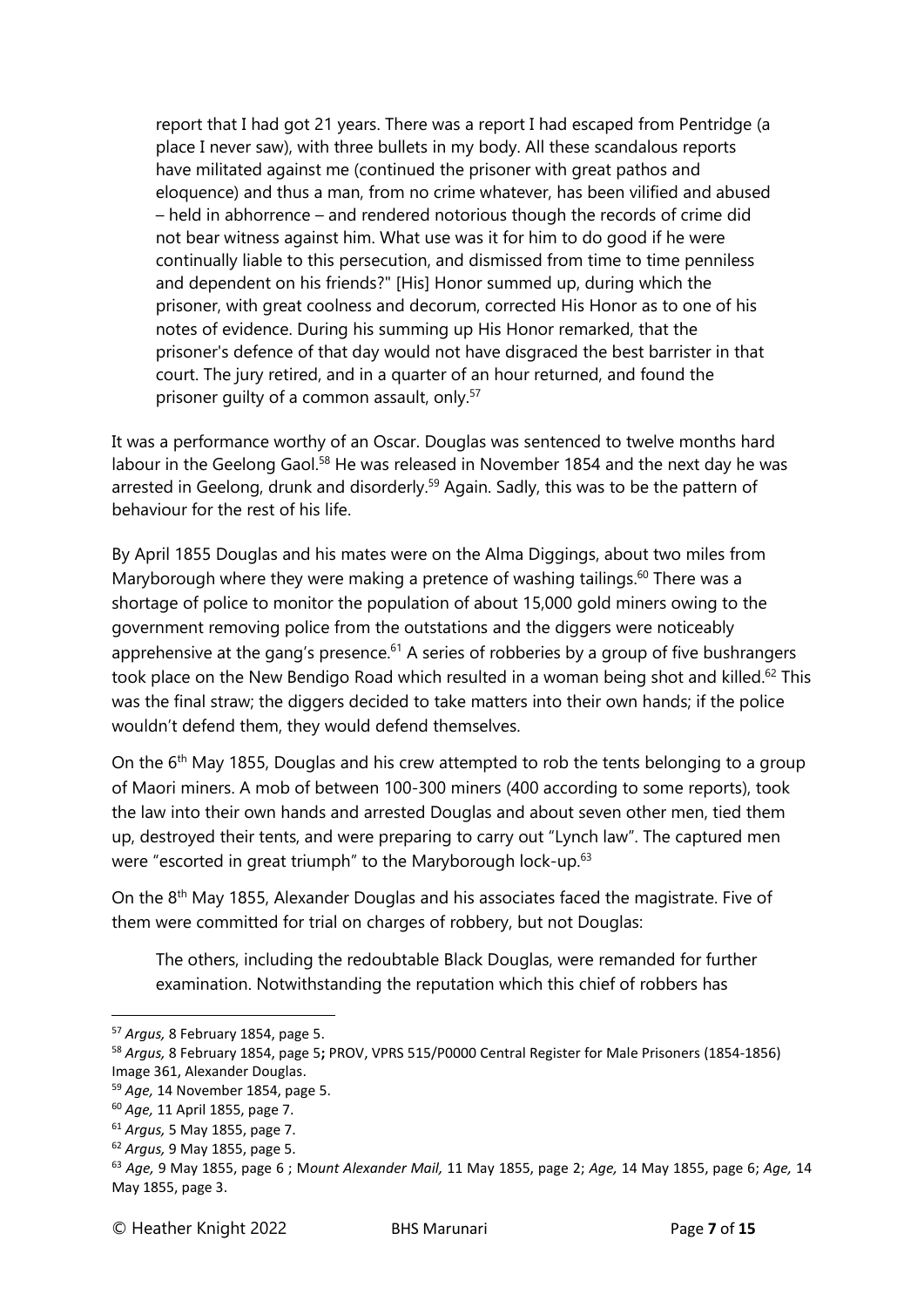> report that I had got 21 years. There was a report I had escaped from Pentridge (a place I never saw), with three bullets in my body. All these scandalous reports have militated against me (continued the prisoner with great pathos and eloquence) and thus a man, from no crime whatever, has been vilified and abused – held in abhorrence – and rendered notorious though the records of crime did not bear witness against him. What use was it for him to do good if he were continually liable to this persecution, and dismissed from time to time penniless and dependent on his friends?" [His] Honor summed up, during which the prisoner, with great coolness and decorum, corrected His Honor as to one of his notes of evidence. During his summing up His Honor remarked, that the prisoner's defence of that day would not have disgraced the best barrister in that court. The jury retired, and in a quarter of an hour returned, and found the prisoner guilty of a common assault, only.[57]

It was a performance worthy of an Oscar. Douglas was sentenced to twelve months hard labour in the Geelong Gaol.[58] He was released in November 1854 and the next day he was arrested in Geelong, drunk and disorderly.[59] Again. Sadly, this was to be the pattern of behaviour for the rest of his life.

By April 1855 Douglas and his mates were on the Alma Diggings, about two miles from Maryborough where they were making a pretence of washing tailings.[60] There was a shortage of police to monitor the population of about 15,000 gold miners owing to the government removing police from the outstations and the diggers were noticeably apprehensive at the gang's presence.[61] A series of robberies by a group of five bushrangers took place on the New Bendigo Road which resulted in a woman being shot and killed.[62] This was the final straw; the diggers decided to take matters into their own hands; if the police wouldn't defend them, they would defend themselves.

On the 6th May 1855, Douglas and his crew attempted to rob the tents belonging to a group of Maori miners. A mob of between 100-300 miners (400 according to some reports), took the law into their own hands and arrested Douglas and about seven other men, tied them up, destroyed their tents, and were preparing to carry out "Lynch law". The captured men were "escorted in great triumph" to the Maryborough lock-up.[63]

On the 8th May 1855, Alexander Douglas and his associates faced the magistrate. Five of them were committed for trial on charges of robbery, but not Douglas:

> The others, including the redoubtable Black Douglas, were remanded for further examination. Notwithstanding the reputation which this chief of robbers has

---

[57] *Argus,* 8 February 1854, page 5.

[58] *Argus,* 8 February 1854, page 5**;** PROV, VPRS 515/P0000 Central Register for Male Prisoners (1854-1856) Image 361, Alexander Douglas.

[59] *Age,* 14 November 1854, page 5.

[60] *Age,* 11 April 1855, page 7.

[61] *Argus,* 5 May 1855, page 7.

[62] *Argus,* 9 May 1855, page 5.

[63] *Age,* 9 May 1855, page 6 ; M*ount Alexander Mail,* 11 May 1855, page 2; *Age,* 14 May 1855, page 6; *Age,* 14 May 1855, page 3.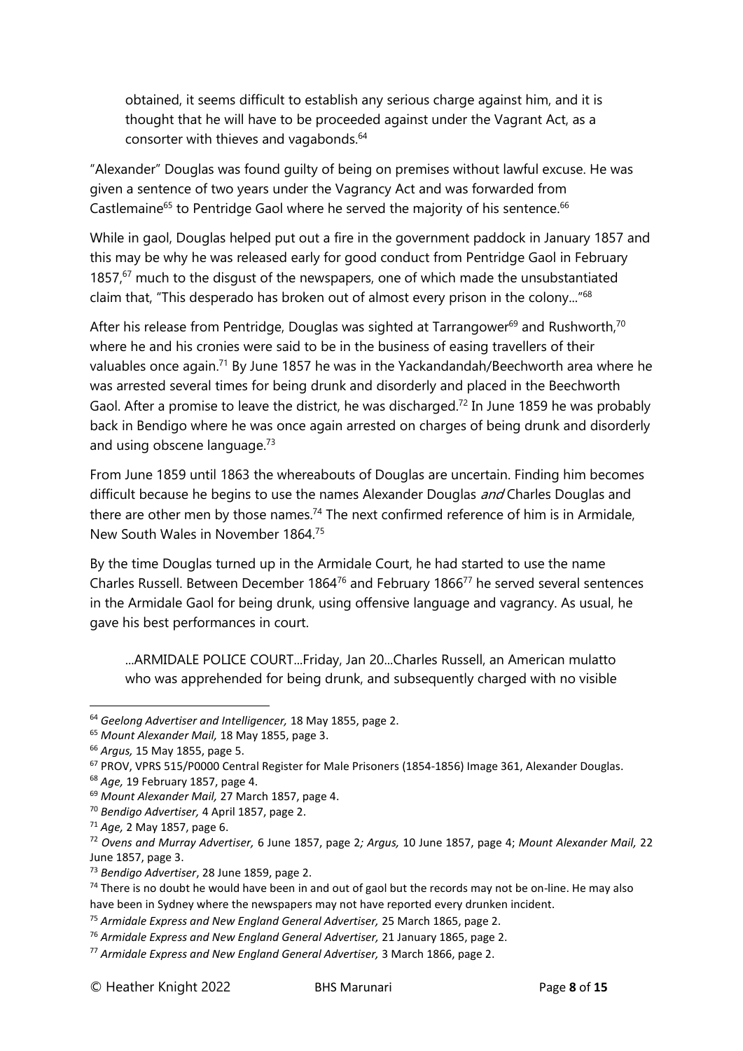> obtained, it seems difficult to establish any serious charge against him, and it is thought that he will have to be proceeded against under the Vagrant Act, as a consorter with thieves and vagabonds.[64]

"Alexander" Douglas was found guilty of being on premises without lawful excuse. He was given a sentence of two years under the Vagrancy Act and was forwarded from Castlemaine[65] to Pentridge Gaol where he served the majority of his sentence.[66]

While in gaol, Douglas helped put out a fire in the government paddock in January 1857 and this may be why he was released early for good conduct from Pentridge Gaol in February 1857,[67] much to the disgust of the newspapers, one of which made the unsubstantiated claim that, "This desperado has broken out of almost every prison in the colony..."[68]

After his release from Pentridge, Douglas was sighted at Tarrangower[69] and Rushworth,[70] where he and his cronies were said to be in the business of easing travellers of their valuables once again.[71] By June 1857 he was in the Yackandandah/Beechworth area where he was arrested several times for being drunk and disorderly and placed in the Beechworth Gaol. After a promise to leave the district, he was discharged.[72] In June 1859 he was probably back in Bendigo where he was once again arrested on charges of being drunk and disorderly and using obscene language.[73]

From June 1859 until 1863 the whereabouts of Douglas are uncertain. Finding him becomes difficult because he begins to use the names Alexander Douglas *and* Charles Douglas and there are other men by those names.[74] The next confirmed reference of him is in Armidale, New South Wales in November 1864.[75]

By the time Douglas turned up in the Armidale Court, he had started to use the name Charles Russell. Between December 1864[76] and February 1866[77] he served several sentences in the Armidale Gaol for being drunk, using offensive language and vagrancy. As usual, he gave his best performances in court.

> ...ARMIDALE POLICE COURT...Friday, Jan 20...Charles Russell, an American mulatto who was apprehended for being drunk, and subsequently charged with no visible

---

[64] *Geelong Advertiser and Intelligencer,* 18 May 1855, page 2.

[65] *Mount Alexander Mail,* 18 May 1855, page 3.

[66] *Argus,* 15 May 1855, page 5.

[67] PROV, VPRS 515/P0000 Central Register for Male Prisoners (1854-1856) Image 361, Alexander Douglas.

[68] *Age,* 19 February 1857, page 4.

[69] *Mount Alexander Mail,* 27 March 1857, page 4.

[70] *Bendigo Advertiser,* 4 April 1857, page 2.

[71] *Age,* 2 May 1857, page 6.

[72] *Ovens and Murray Advertiser,* 6 June 1857, page 2; *Argus,* 10 June 1857, page 4; *Mount Alexander Mail,* 22 June 1857, page 3.

[73] *Bendigo Advertiser*, 28 June 1859, page 2.

[74] There is no doubt he would have been in and out of gaol but the records may not be on-line. He may also have been in Sydney where the newspapers may not have reported every drunken incident.

[75] *Armidale Express and New England General Advertiser,* 25 March 1865, page 2.

[76] *Armidale Express and New England General Advertiser,* 21 January 1865, page 2.

[77] *Armidale Express and New England General Advertiser,* 3 March 1866, page 2.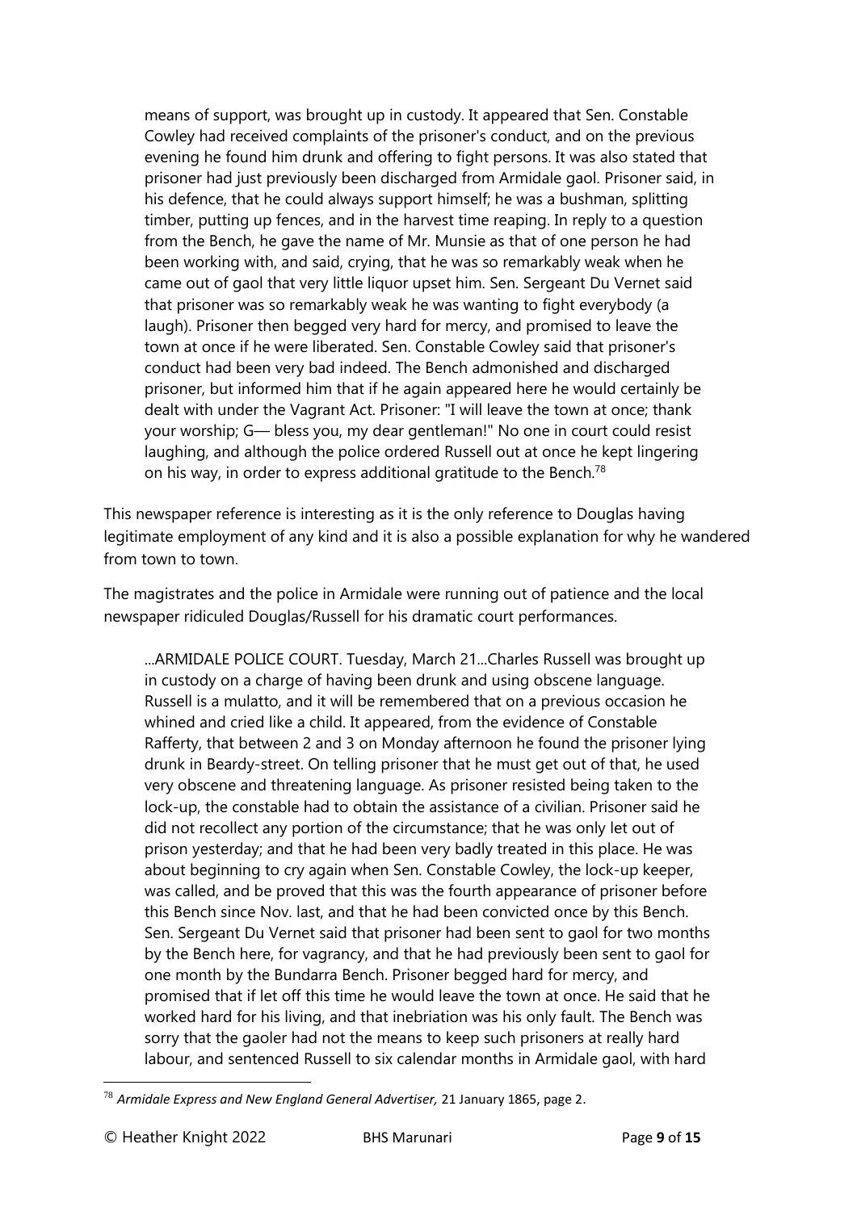> means of support, was brought up in custody. It appeared that Sen. Constable Cowley had received complaints of the prisoner's conduct, and on the previous evening he found him drunk and offering to fight persons. It was also stated that prisoner had just previously been discharged from Armidale gaol. Prisoner said, in his defence, that he could always support himself; he was a bushman, splitting timber, putting up fences, and in the harvest time reaping. In reply to a question from the Bench, he gave the name of Mr. Munsie as that of one person he had been working with, and said, crying, that he was so remarkably weak when he came out of gaol that very little liquor upset him. Sen. Sergeant Du Vernet said that prisoner was so remarkably weak he was wanting to fight everybody (a laugh). Prisoner then begged very hard for mercy, and promised to leave the town at once if he were liberated. Sen. Constable Cowley said that prisoner's conduct had been very bad indeed. The Bench admonished and discharged prisoner, but informed him that if he again appeared here he would certainly be dealt with under the Vagrant Act. Prisoner: "I will leave the town at once; thank your worship; G— bless you, my dear gentleman!" No one in court could resist laughing, and although the police ordered Russell out at once he kept lingering on his way, in order to express additional gratitude to the Bench.[78]

This newspaper reference is interesting as it is the only reference to Douglas having legitimate employment of any kind and it is also a possible explanation for why he wandered from town to town.

The magistrates and the police in Armidale were running out of patience and the local newspaper ridiculed Douglas/Russell for his dramatic court performances.

> ...ARMIDALE POLICE COURT. Tuesday, March 21...Charles Russell was brought up in custody on a charge of having been drunk and using obscene language. Russell is a mulatto, and it will be remembered that on a previous occasion he whined and cried like a child. It appeared, from the evidence of Constable Rafferty, that between 2 and 3 on Monday afternoon he found the prisoner lying drunk in Beardy-street. On telling prisoner that he must get out of that, he used very obscene and threatening language. As prisoner resisted being taken to the lock-up, the constable had to obtain the assistance of a civilian. Prisoner said he did not recollect any portion of the circumstance; that he was only let out of prison yesterday; and that he had been very badly treated in this place. He was about beginning to cry again when Sen. Constable Cowley, the lock-up keeper, was called, and be proved that this was the fourth appearance of prisoner before this Bench since Nov. last, and that he had been convicted once by this Bench. Sen. Sergeant Du Vernet said that prisoner had been sent to gaol for two months by the Bench here, for vagrancy, and that he had previously been sent to gaol for one month by the Bundarra Bench. Prisoner begged hard for mercy, and promised that if let off this time he would leave the town at once. He said that he worked hard for his living, and that inebriation was his only fault. The Bench was sorry that the gaoler had not the means to keep such prisoners at really hard labour, and sentenced Russell to six calendar months in Armidale gaol, with hard

---

[78] *Armidale Express and New England General Advertiser,* 21 January 1865, page 2.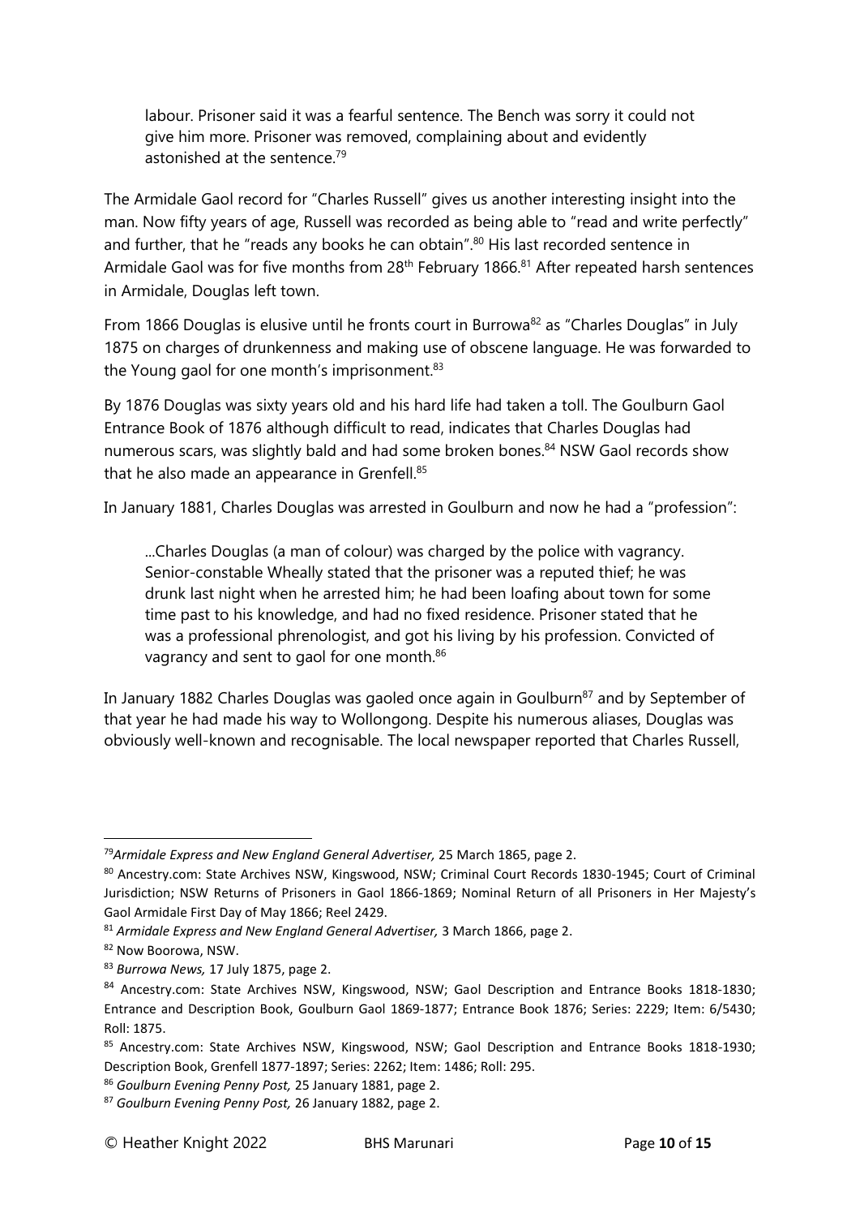> labour. Prisoner said it was a fearful sentence. The Bench was sorry it could not give him more. Prisoner was removed, complaining about and evidently astonished at the sentence.[79]

The Armidale Gaol record for "Charles Russell" gives us another interesting insight into the man. Now fifty years of age, Russell was recorded as being able to "read and write perfectly" and further, that he "reads any books he can obtain".[80] His last recorded sentence in Armidale Gaol was for five months from 28th February 1866.[81] After repeated harsh sentences in Armidale, Douglas left town.

From 1866 Douglas is elusive until he fronts court in Burrowa[82] as "Charles Douglas" in July 1875 on charges of drunkenness and making use of obscene language. He was forwarded to the Young gaol for one month's imprisonment.[83]

By 1876 Douglas was sixty years old and his hard life had taken a toll. The Goulburn Gaol Entrance Book of 1876 although difficult to read, indicates that Charles Douglas had numerous scars, was slightly bald and had some broken bones.[84] NSW Gaol records show that he also made an appearance in Grenfell.[85]

In January 1881, Charles Douglas was arrested in Goulburn and now he had a "profession":

> ...Charles Douglas (a man of colour) was charged by the police with vagrancy. Senior-constable Wheally stated that the prisoner was a reputed thief; he was drunk last night when he arrested him; he had been loafing about town for some time past to his knowledge, and had no fixed residence. Prisoner stated that he was a professional phrenologist, and got his living by his profession. Convicted of vagrancy and sent to gaol for one month.[86]

In January 1882 Charles Douglas was gaoled once again in Goulburn[87] and by September of that year he had made his way to Wollongong. Despite his numerous aliases, Douglas was obviously well-known and recognisable. The local newspaper reported that Charles Russell,

---

[79] *Armidale Express and New England General Advertiser,* 25 March 1865, page 2.

[80] Ancestry.com: State Archives NSW, Kingswood, NSW; Criminal Court Records 1830-1945; Court of Criminal Jurisdiction; NSW Returns of Prisoners in Gaol 1866-1869; Nominal Return of all Prisoners in Her Majesty's Gaol Armidale First Day of May 1866; Reel 2429.

[81] *Armidale Express and New England General Advertiser,* 3 March 1866, page 2.

[82] Now Boorowa, NSW.

[83] *Burrowa News,* 17 July 1875, page 2.

[84] Ancestry.com: State Archives NSW, Kingswood, NSW; Gaol Description and Entrance Books 1818-1830; Entrance and Description Book, Goulburn Gaol 1869-1877; Entrance Book 1876; Series: 2229; Item: 6/5430; Roll: 1875.

[85] Ancestry.com: State Archives NSW, Kingswood, NSW; Gaol Description and Entrance Books 1818-1930; Description Book, Grenfell 1877-1897; Series: 2262; Item: 1486; Roll: 295.

[86] *Goulburn Evening Penny Post,* 25 January 1881, page 2.

[87] *Goulburn Evening Penny Post,* 26 January 1882, page 2.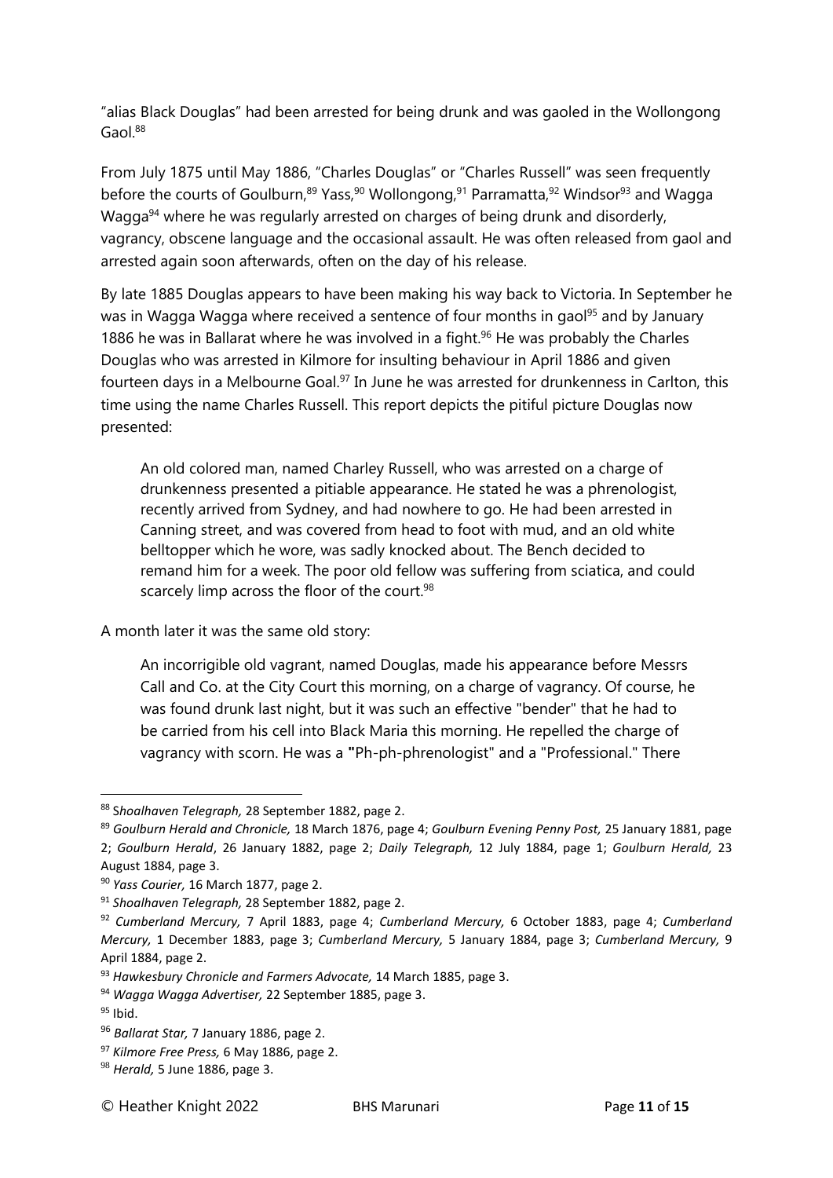"alias Black Douglas" had been arrested for being drunk and was gaoled in the Wollongong Gaol.[88]

From July 1875 until May 1886, "Charles Douglas" or "Charles Russell" was seen frequently before the courts of Goulburn,[89] Yass,[90] Wollongong,[91] Parramatta,[92] Windsor[93] and Wagga Wagga[94] where he was regularly arrested on charges of being drunk and disorderly, vagrancy, obscene language and the occasional assault. He was often released from gaol and arrested again soon afterwards, often on the day of his release.

By late 1885 Douglas appears to have been making his way back to Victoria. In September he was in Wagga Wagga where received a sentence of four months in gaol[95] and by January 1886 he was in Ballarat where he was involved in a fight.[96] He was probably the Charles Douglas who was arrested in Kilmore for insulting behaviour in April 1886 and given fourteen days in a Melbourne Goal.[97] In June he was arrested for drunkenness in Carlton, this time using the name Charles Russell. This report depicts the pitiful picture Douglas now presented:

> An old colored man, named Charley Russell, who was arrested on a charge of drunkenness presented a pitiable appearance. He stated he was a phrenologist, recently arrived from Sydney, and had nowhere to go. He had been arrested in Canning street, and was covered from head to foot with mud, and an old white belltopper which he wore, was sadly knocked about. The Bench decided to remand him for a week. The poor old fellow was suffering from sciatica, and could scarcely limp across the floor of the court.[98]

A month later it was the same old story:

> An incorrigible old vagrant, named Douglas, made his appearance before Messrs Call and Co. at the City Court this morning, on a charge of vagrancy. Of course, he was found drunk last night, but it was such an effective "bender" that he had to be carried from his cell into Black Maria this morning. He repelled the charge of vagrancy with scorn. He was a **"**Ph-ph-phrenologist" and a "Professional." There

---

[88] *Shoalhaven Telegraph,* 28 September 1882, page 2.

[89] *Goulburn Herald and Chronicle,* 18 March 1876, page 4; *Goulburn Evening Penny Post,* 25 January 1881, page 2; *Goulburn Herald*, 26 January 1882, page 2; *Daily Telegraph,* 12 July 1884, page 1; *Goulburn Herald,* 23 August 1884, page 3.

[90] *Yass Courier,* 16 March 1877, page 2.

[91] *Shoalhaven Telegraph,* 28 September 1882, page 2.

[92] *Cumberland Mercury,* 7 April 1883, page 4; *Cumberland Mercury,* 6 October 1883, page 4; *Cumberland Mercury,* 1 December 1883, page 3; *Cumberland Mercury,* 5 January 1884, page 3; *Cumberland Mercury,* 9 April 1884, page 2.

[93] *Hawkesbury Chronicle and Farmers Advocate,* 14 March 1885, page 3.

[94] *Wagga Wagga Advertiser,* 22 September 1885, page 3.

[95] Ibid.

[96] *Ballarat Star,* 7 January 1886, page 2.

[97] *Kilmore Free Press,* 6 May 1886, page 2.

[98] *Herald,* 5 June 1886, page 3.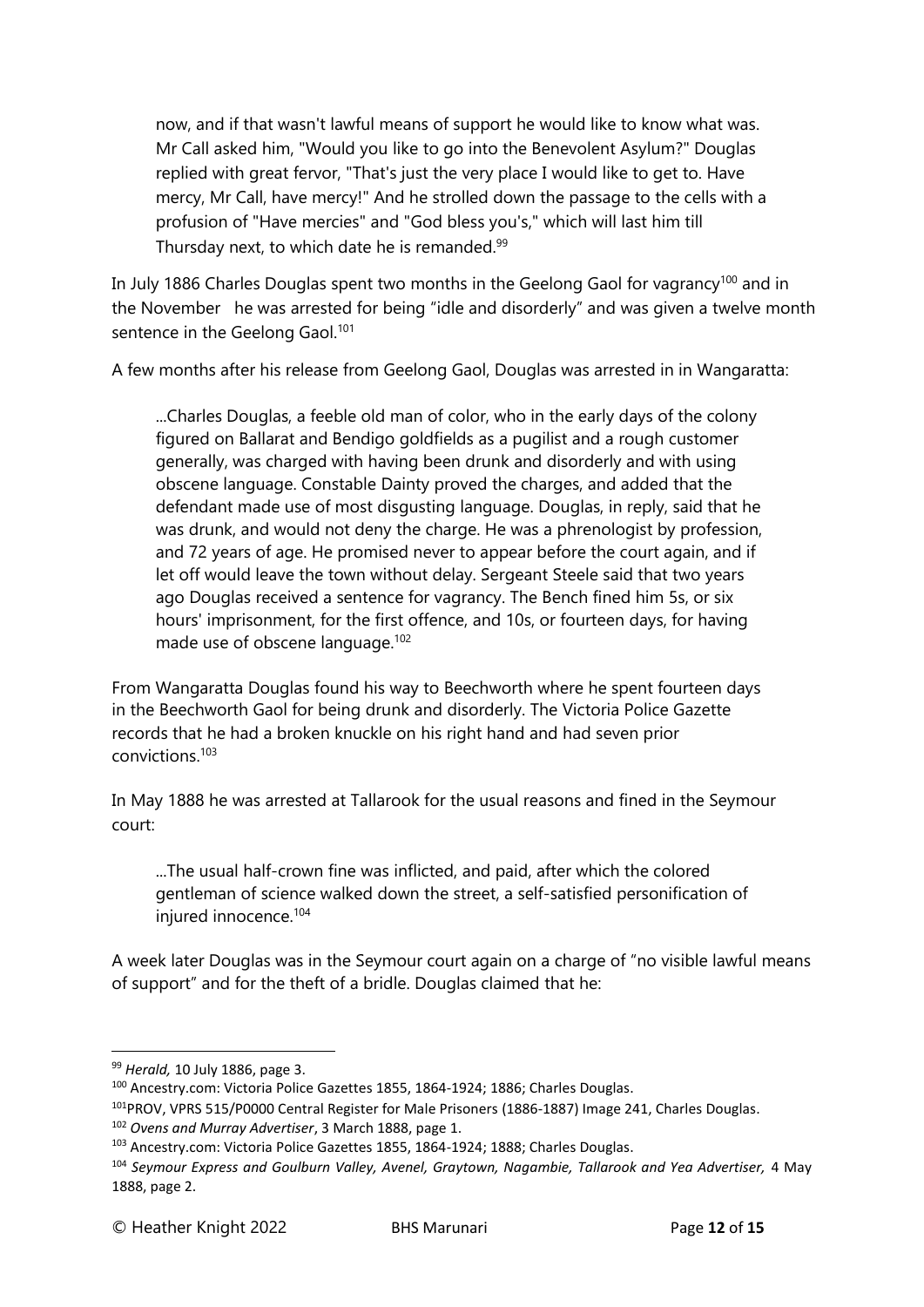> now, and if that wasn't lawful means of support he would like to know what was. Mr Call asked him, "Would you like to go into the Benevolent Asylum?" Douglas replied with great fervor, "That's just the very place I would like to get to. Have mercy, Mr Call, have mercy!" And he strolled down the passage to the cells with a profusion of "Have mercies" and "God bless you's," which will last him till Thursday next, to which date he is remanded.[99]

In July 1886 Charles Douglas spent two months in the Geelong Gaol for vagrancy[100] and in the November he was arrested for being "idle and disorderly" and was given a twelve month sentence in the Geelong Gaol.[101]

A few months after his release from Geelong Gaol, Douglas was arrested in in Wangaratta:

> ...Charles Douglas, a feeble old man of color, who in the early days of the colony figured on Ballarat and Bendigo goldfields as a pugilist and a rough customer generally, was charged with having been drunk and disorderly and with using obscene language. Constable Dainty proved the charges, and added that the defendant made use of most disgusting language. Douglas, in reply, said that he was drunk, and would not deny the charge. He was a phrenologist by profession, and 72 years of age. He promised never to appear before the court again, and if let off would leave the town without delay. Sergeant Steele said that two years ago Douglas received a sentence for vagrancy. The Bench fined him 5s, or six hours' imprisonment, for the first offence, and 10s, or fourteen days, for having made use of obscene language.[102]

From Wangaratta Douglas found his way to Beechworth where he spent fourteen days in the Beechworth Gaol for being drunk and disorderly. The Victoria Police Gazette records that he had a broken knuckle on his right hand and had seven prior convictions.[103]

In May 1888 he was arrested at Tallarook for the usual reasons and fined in the Seymour court:

> ...The usual half-crown fine was inflicted, and paid, after which the colored gentleman of science walked down the street, a self-satisfied personification of injured innocence.[104]

A week later Douglas was in the Seymour court again on a charge of "no visible lawful means of support" and for the theft of a bridle. Douglas claimed that he:

---

[99] *Herald,* 10 July 1886, page 3.

[100] Ancestry.com: Victoria Police Gazettes 1855, 1864-1924; 1886; Charles Douglas.

[101] PROV, VPRS 515/P0000 Central Register for Male Prisoners (1886-1887) Image 241, Charles Douglas.

[102] *Ovens and Murray Advertiser*, 3 March 1888, page 1.

[103] Ancestry.com: Victoria Police Gazettes 1855, 1864-1924; 1888; Charles Douglas.

[104] *Seymour Express and Goulburn Valley, Avenel, Graytown, Nagambie, Tallarook and Yea Advertiser,* 4 May 1888, page 2.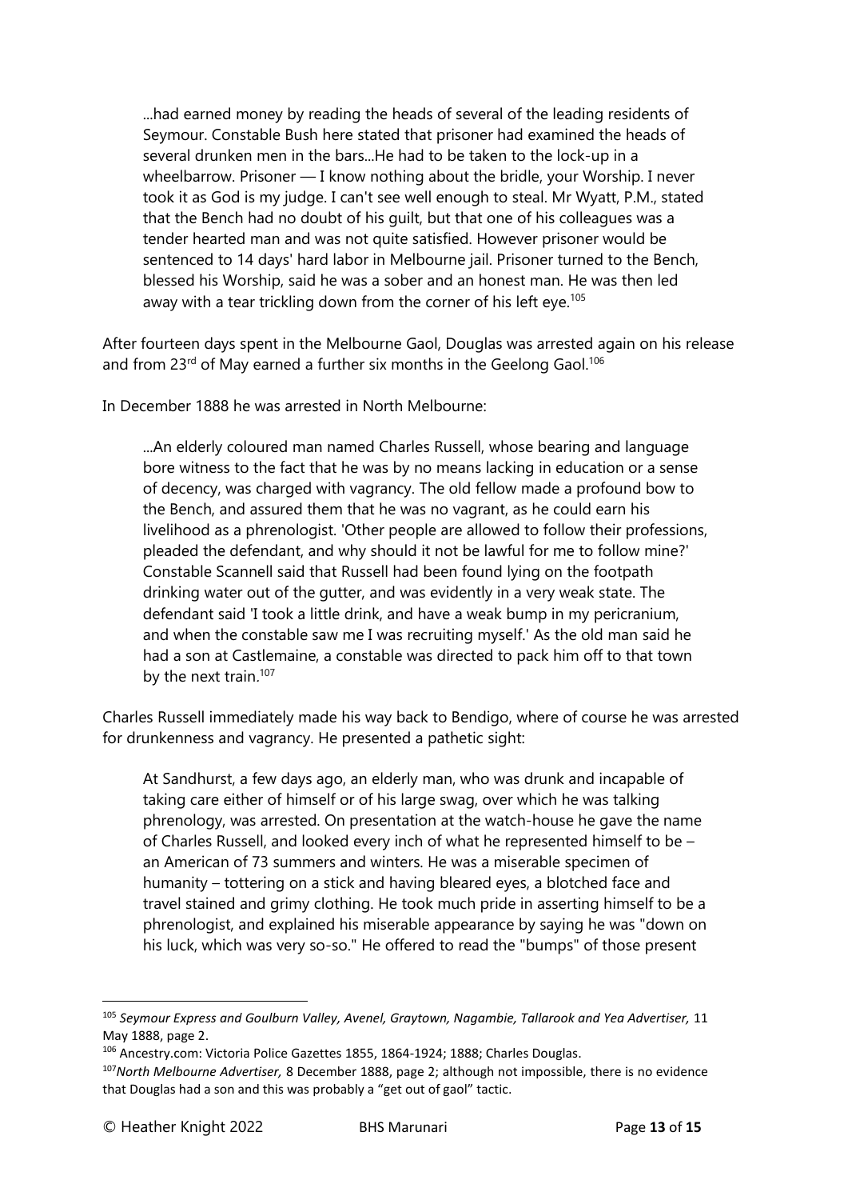> ...had earned money by reading the heads of several of the leading residents of Seymour. Constable Bush here stated that prisoner had examined the heads of several drunken men in the bars...He had to be taken to the lock-up in a wheelbarrow. Prisoner — I know nothing about the bridle, your Worship. I never took it as God is my judge. I can't see well enough to steal. Mr Wyatt, P.M., stated that the Bench had no doubt of his guilt, but that one of his colleagues was a tender hearted man and was not quite satisfied. However prisoner would be sentenced to 14 days' hard labor in Melbourne jail. Prisoner turned to the Bench, blessed his Worship, said he was a sober and an honest man. He was then led away with a tear trickling down from the corner of his left eye.[105]

After fourteen days spent in the Melbourne Gaol, Douglas was arrested again on his release and from 23rd of May earned a further six months in the Geelong Gaol.[106]

In December 1888 he was arrested in North Melbourne:

> ...An elderly coloured man named Charles Russell, whose bearing and language bore witness to the fact that he was by no means lacking in education or a sense of decency, was charged with vagrancy. The old fellow made a profound bow to the Bench, and assured them that he was no vagrant, as he could earn his livelihood as a phrenologist. 'Other people are allowed to follow their professions, pleaded the defendant, and why should it not be lawful for me to follow mine?' Constable Scannell said that Russell had been found lying on the footpath drinking water out of the gutter, and was evidently in a very weak state. The defendant said 'I took a little drink, and have a weak bump in my pericranium, and when the constable saw me I was recruiting myself.' As the old man said he had a son at Castlemaine, a constable was directed to pack him off to that town by the next train.[107]

Charles Russell immediately made his way back to Bendigo, where of course he was arrested for drunkenness and vagrancy. He presented a pathetic sight:

> At Sandhurst, a few days ago, an elderly man, who was drunk and incapable of taking care either of himself or of his large swag, over which he was talking phrenology, was arrested. On presentation at the watch-house he gave the name of Charles Russell, and looked every inch of what he represented himself to be – an American of 73 summers and winters. He was a miserable specimen of humanity – tottering on a stick and having bleared eyes, a blotched face and travel stained and grimy clothing. He took much pride in asserting himself to be a phrenologist, and explained his miserable appearance by saying he was "down on his luck, which was very so-so." He offered to read the "bumps" of those present

---

[105] *Seymour Express and Goulburn Valley, Avenel, Graytown, Nagambie, Tallarook and Yea Advertiser,* 11 May 1888, page 2.

[106] Ancestry.com: Victoria Police Gazettes 1855, 1864-1924; 1888; Charles Douglas.

[107] *North Melbourne Advertiser,* 8 December 1888, page 2; although not impossible, there is no evidence that Douglas had a son and this was probably a "get out of gaol" tactic.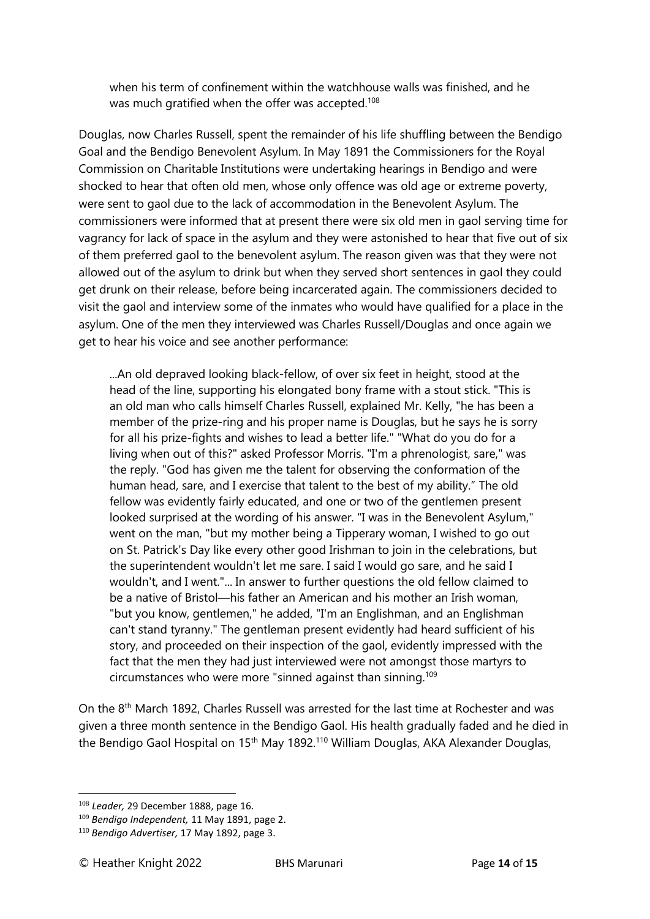> when his term of confinement within the watchhouse walls was finished, and he was much gratified when the offer was accepted.[108]

Douglas, now Charles Russell, spent the remainder of his life shuffling between the Bendigo Goal and the Bendigo Benevolent Asylum. In May 1891 the Commissioners for the Royal Commission on Charitable Institutions were undertaking hearings in Bendigo and were shocked to hear that often old men, whose only offence was old age or extreme poverty, were sent to gaol due to the lack of accommodation in the Benevolent Asylum. The commissioners were informed that at present there were six old men in gaol serving time for vagrancy for lack of space in the asylum and they were astonished to hear that five out of six of them preferred gaol to the benevolent asylum. The reason given was that they were not allowed out of the asylum to drink but when they served short sentences in gaol they could get drunk on their release, before being incarcerated again. The commissioners decided to visit the gaol and interview some of the inmates who would have qualified for a place in the asylum. One of the men they interviewed was Charles Russell/Douglas and once again we get to hear his voice and see another performance:

> ...An old depraved looking black-fellow, of over six feet in height, stood at the head of the line, supporting his elongated bony frame with a stout stick. "This is an old man who calls himself Charles Russell, explained Mr. Kelly, "he has been a member of the prize-ring and his proper name is Douglas, but he says he is sorry for all his prize-fights and wishes to lead a better life." "What do you do for a living when out of this?" asked Professor Morris. "I'm a phrenologist, sare," was the reply. "God has given me the talent for observing the conformation of the human head, sare, and I exercise that talent to the best of my ability." The old fellow was evidently fairly educated, and one or two of the gentlemen present looked surprised at the wording of his answer. "I was in the Benevolent Asylum," went on the man, "but my mother being a Tipperary woman, I wished to go out on St. Patrick's Day like every other good Irishman to join in the celebrations, but the superintendent wouldn't let me sare. I said I would go sare, and he said I wouldn't, and I went."... In answer to further questions the old fellow claimed to be a native of Bristol—his father an American and his mother an Irish woman, "but you know, gentlemen," he added, "I'm an Englishman, and an Englishman can't stand tyranny." The gentleman present evidently had heard sufficient of his story, and proceeded on their inspection of the gaol, evidently impressed with the fact that the men they had just interviewed were not amongst those martyrs to circumstances who were more "sinned against than sinning.[109]

On the 8th March 1892, Charles Russell was arrested for the last time at Rochester and was given a three month sentence in the Bendigo Gaol. His health gradually faded and he died in the Bendigo Gaol Hospital on 15th May 1892.[110] William Douglas, AKA Alexander Douglas,

---

[108] *Leader,* 29 December 1888, page 16.

[109] *Bendigo Independent,* 11 May 1891, page 2.

[110] *Bendigo Advertiser,* 17 May 1892, page 3.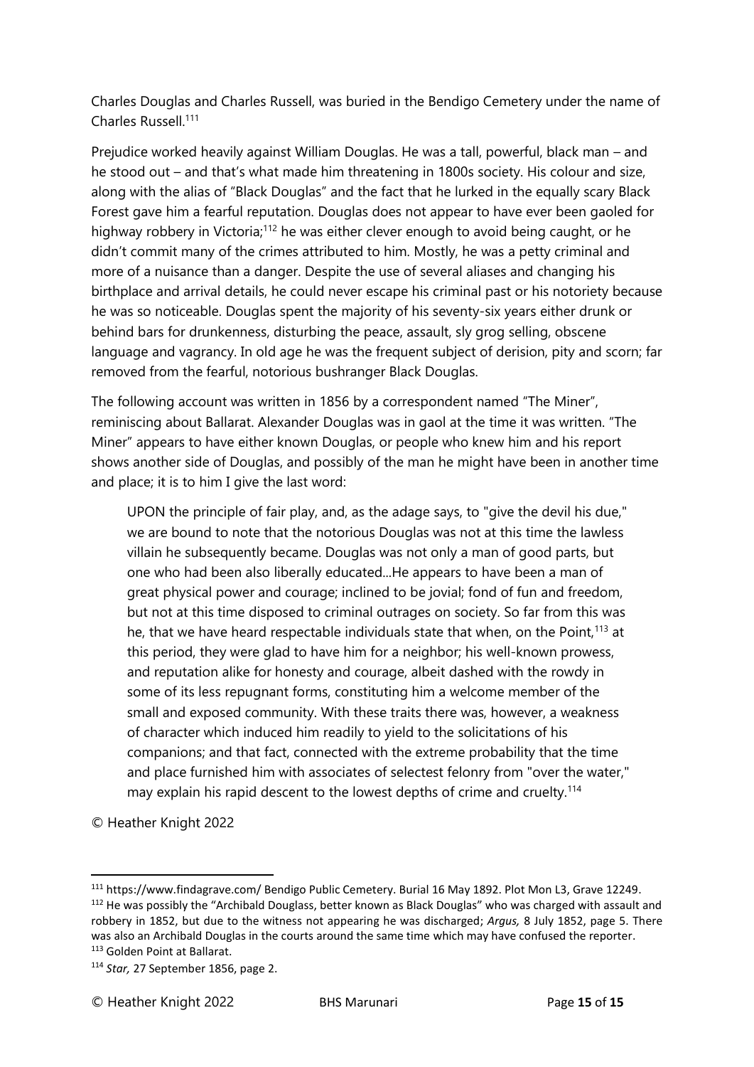Charles Douglas and Charles Russell, was buried in the Bendigo Cemetery under the name of Charles Russell.[111]

Prejudice worked heavily against William Douglas. He was a tall, powerful, black man – and he stood out – and that's what made him threatening in 1800s society. His colour and size, along with the alias of "Black Douglas" and the fact that he lurked in the equally scary Black Forest gave him a fearful reputation. Douglas does not appear to have ever been gaoled for highway robbery in Victoria;[112] he was either clever enough to avoid being caught, or he didn't commit many of the crimes attributed to him. Mostly, he was a petty criminal and more of a nuisance than a danger. Despite the use of several aliases and changing his birthplace and arrival details, he could never escape his criminal past or his notoriety because he was so noticeable. Douglas spent the majority of his seventy-six years either drunk or behind bars for drunkenness, disturbing the peace, assault, sly grog selling, obscene language and vagrancy. In old age he was the frequent subject of derision, pity and scorn; far removed from the fearful, notorious bushranger Black Douglas.

The following account was written in 1856 by a correspondent named "The Miner", reminiscing about Ballarat. Alexander Douglas was in gaol at the time it was written. "The Miner" appears to have either known Douglas, or people who knew him and his report shows another side of Douglas, and possibly of the man he might have been in another time and place; it is to him I give the last word:

> UPON the principle of fair play, and, as the adage says, to "give the devil his due," we are bound to note that the notorious Douglas was not at this time the lawless villain he subsequently became. Douglas was not only a man of good parts, but one who had been also liberally educated...He appears to have been a man of great physical power and courage; inclined to be jovial; fond of fun and freedom, but not at this time disposed to criminal outrages on society. So far from this was he, that we have heard respectable individuals state that when, on the Point,[113] at this period, they were glad to have him for a neighbor; his well-known prowess, and reputation alike for honesty and courage, albeit dashed with the rowdy in some of its less repugnant forms, constituting him a welcome member of the small and exposed community. With these traits there was, however, a weakness of character which induced him readily to yield to the solicitations of his companions; and that fact, connected with the extreme probability that the time and place furnished him with associates of selectest felonry from "over the water," may explain his rapid descent to the lowest depths of crime and cruelty.[114]

© Heather Knight 2022

---

[111] https://www.findagrave.com/ Bendigo Public Cemetery. Burial 16 May 1892. Plot Mon L3, Grave 12249.

[112] He was possibly the "Archibald Douglass, better known as Black Douglas" who was charged with assault and robbery in 1852, but due to the witness not appearing he was discharged; *Argus,* 8 July 1852, page 5. There was also an Archibald Douglas in the courts around the same time which may have confused the reporter.

[113] Golden Point at Ballarat.

[114] *Star,* 27 September 1856, page 2.